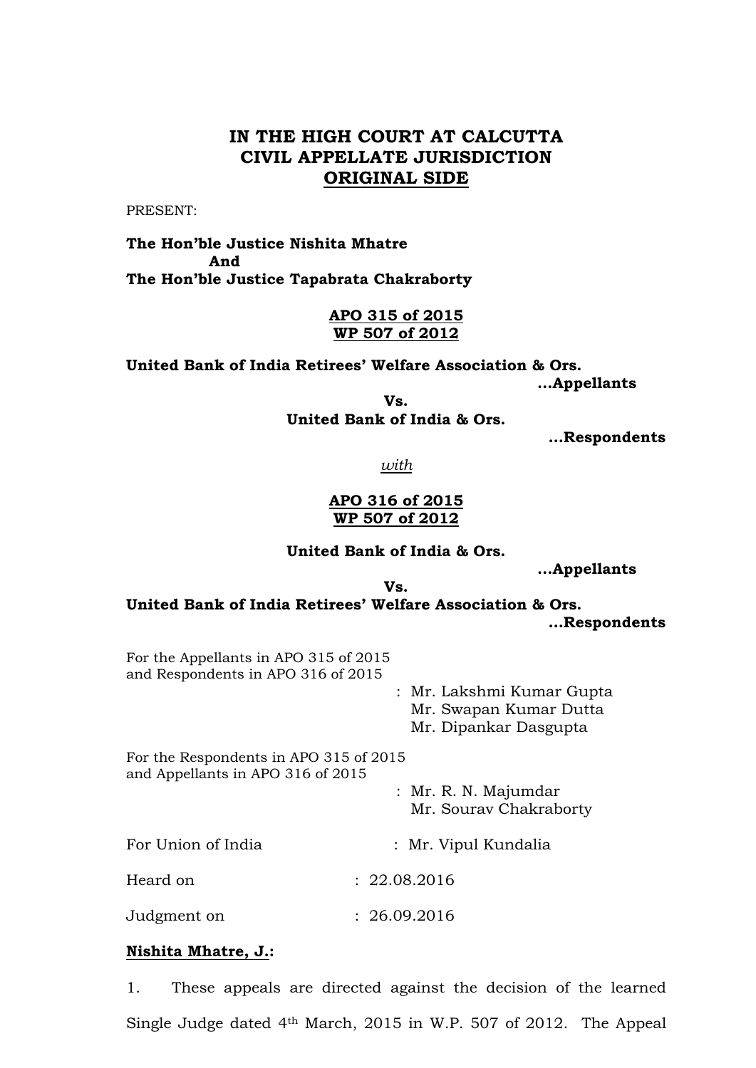# IN THE HIGH COURT AT CALCUTTA
# CIVIL APPELLATE JURISDICTION
# <u>ORIGINAL SIDE</u>

PRESENT:

**The Hon'ble Justice Nishita Mhatre**
**And**
**The Hon'ble Justice Tapabrata Chakraborty**

**<u>APO 315 of 2015</u>**
**<u>WP 507 of 2012</u>**

**United Bank of India Retirees' Welfare Association & Ors.**
**...Appellants**
**Vs.**
**United Bank of India & Ors.**
**...Respondents**

*<u>with</u>*

**<u>APO 316 of 2015</u>**
**<u>WP 507 of 2012</u>**

**United Bank of India & Ors.**
**...Appellants**
**Vs.**
**United Bank of India Retirees' Welfare Association & Ors.**
**...Respondents**

For the Appellants in APO 315 of 2015 and Respondents in APO 316 of 2015 : Mr. Lakshmi Kumar Gupta, Mr. Swapan Kumar Dutta, Mr. Dipankar Dasgupta

For the Respondents in APO 315 of 2015 and Appellants in APO 316 of 2015 : Mr. R. N. Majumdar, Mr. Sourav Chakraborty

For Union of India : Mr. Vipul Kundalia

Heard on : 22.08.2016

Judgment on : 26.09.2016

**<u>Nishita Mhatre, J.</u>:**

1. These appeals are directed against the decision of the learned Single Judge dated 4th March, 2015 in W.P. 507 of 2012. The Appeal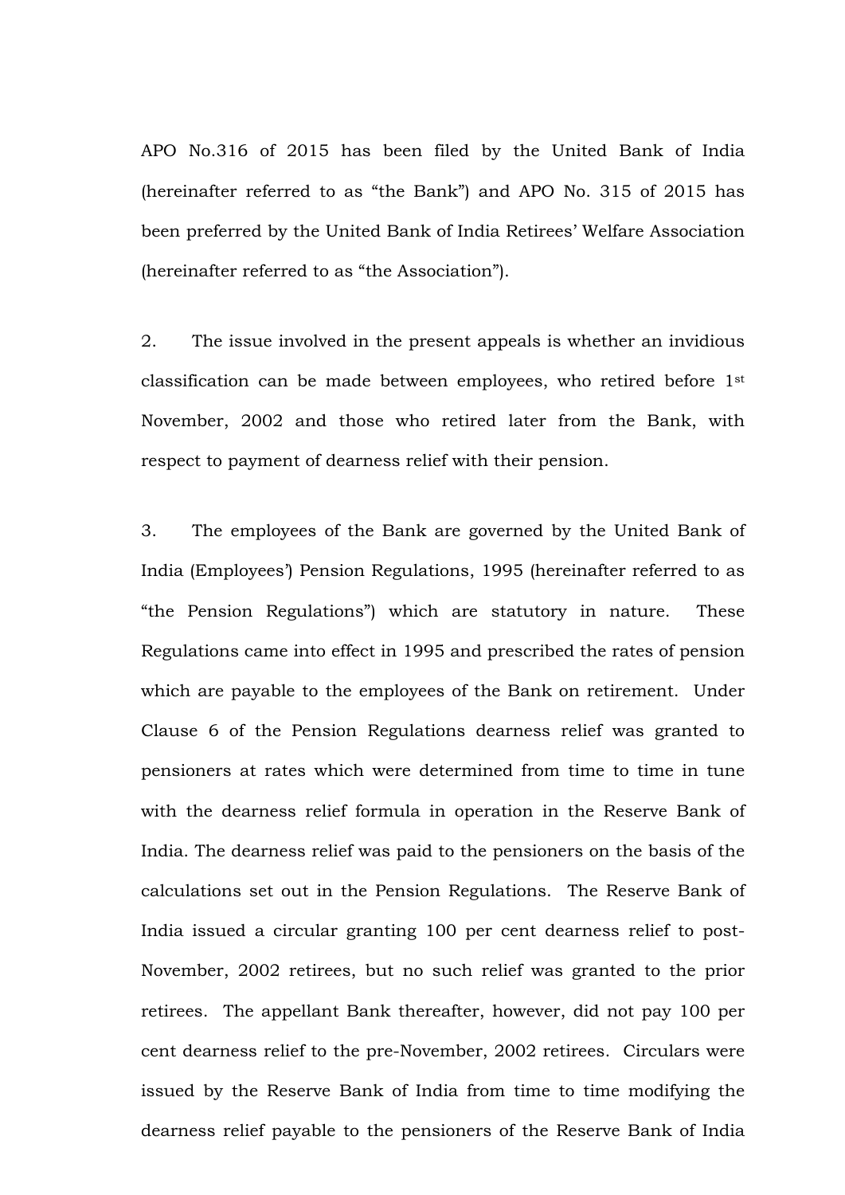APO No.316 of 2015 has been filed by the United Bank of India (hereinafter referred to as "the Bank") and APO No. 315 of 2015 has been preferred by the United Bank of India Retirees' Welfare Association (hereinafter referred to as "the Association").

2. The issue involved in the present appeals is whether an invidious classification can be made between employees, who retired before 1st November, 2002 and those who retired later from the Bank, with respect to payment of dearness relief with their pension.

3. The employees of the Bank are governed by the United Bank of India (Employees') Pension Regulations, 1995 (hereinafter referred to as "the Pension Regulations") which are statutory in nature. These Regulations came into effect in 1995 and prescribed the rates of pension which are payable to the employees of the Bank on retirement. Under Clause 6 of the Pension Regulations dearness relief was granted to pensioners at rates which were determined from time to time in tune with the dearness relief formula in operation in the Reserve Bank of India. The dearness relief was paid to the pensioners on the basis of the calculations set out in the Pension Regulations. The Reserve Bank of India issued a circular granting 100 per cent dearness relief to post-November, 2002 retirees, but no such relief was granted to the prior retirees. The appellant Bank thereafter, however, did not pay 100 per cent dearness relief to the pre-November, 2002 retirees. Circulars were issued by the Reserve Bank of India from time to time modifying the dearness relief payable to the pensioners of the Reserve Bank of India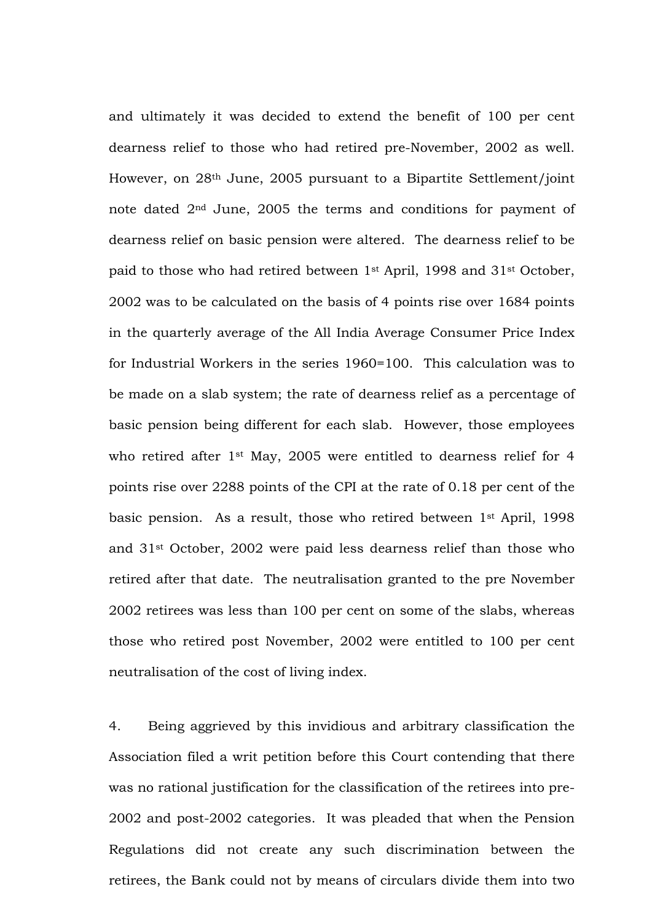and ultimately it was decided to extend the benefit of 100 per cent dearness relief to those who had retired pre-November, 2002 as well. However, on 28th June, 2005 pursuant to a Bipartite Settlement/joint note dated 2nd June, 2005 the terms and conditions for payment of dearness relief on basic pension were altered. The dearness relief to be paid to those who had retired between 1st April, 1998 and 31st October, 2002 was to be calculated on the basis of 4 points rise over 1684 points in the quarterly average of the All India Average Consumer Price Index for Industrial Workers in the series 1960=100. This calculation was to be made on a slab system; the rate of dearness relief as a percentage of basic pension being different for each slab. However, those employees who retired after 1st May, 2005 were entitled to dearness relief for 4 points rise over 2288 points of the CPI at the rate of 0.18 per cent of the basic pension. As a result, those who retired between 1st April, 1998 and 31st October, 2002 were paid less dearness relief than those who retired after that date. The neutralisation granted to the pre November 2002 retirees was less than 100 per cent on some of the slabs, whereas those who retired post November, 2002 were entitled to 100 per cent neutralisation of the cost of living index.

4. Being aggrieved by this invidious and arbitrary classification the Association filed a writ petition before this Court contending that there was no rational justification for the classification of the retirees into pre-2002 and post-2002 categories. It was pleaded that when the Pension Regulations did not create any such discrimination between the retirees, the Bank could not by means of circulars divide them into two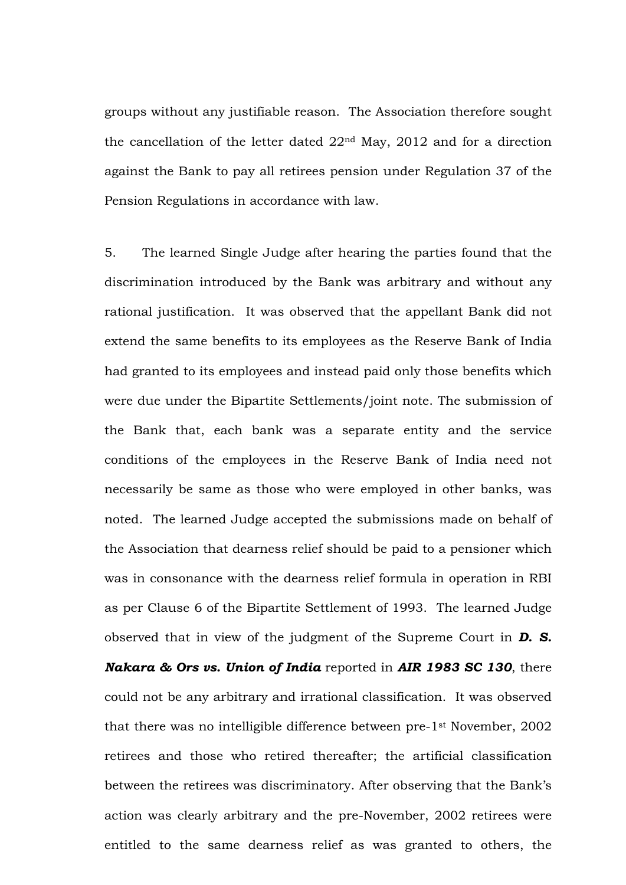groups without any justifiable reason. The Association therefore sought the cancellation of the letter dated 22nd May, 2012 and for a direction against the Bank to pay all retirees pension under Regulation 37 of the Pension Regulations in accordance with law.

5. The learned Single Judge after hearing the parties found that the discrimination introduced by the Bank was arbitrary and without any rational justification. It was observed that the appellant Bank did not extend the same benefits to its employees as the Reserve Bank of India had granted to its employees and instead paid only those benefits which were due under the Bipartite Settlements/joint note. The submission of the Bank that, each bank was a separate entity and the service conditions of the employees in the Reserve Bank of India need not necessarily be same as those who were employed in other banks, was noted. The learned Judge accepted the submissions made on behalf of the Association that dearness relief should be paid to a pensioner which was in consonance with the dearness relief formula in operation in RBI as per Clause 6 of the Bipartite Settlement of 1993. The learned Judge observed that in view of the judgment of the Supreme Court in ***D. S. Nakara & Ors vs. Union of India*** reported in ***AIR 1983 SC 130***, there could not be any arbitrary and irrational classification. It was observed that there was no intelligible difference between pre-1st November, 2002 retirees and those who retired thereafter; the artificial classification between the retirees was discriminatory. After observing that the Bank's action was clearly arbitrary and the pre-November, 2002 retirees were entitled to the same dearness relief as was granted to others, the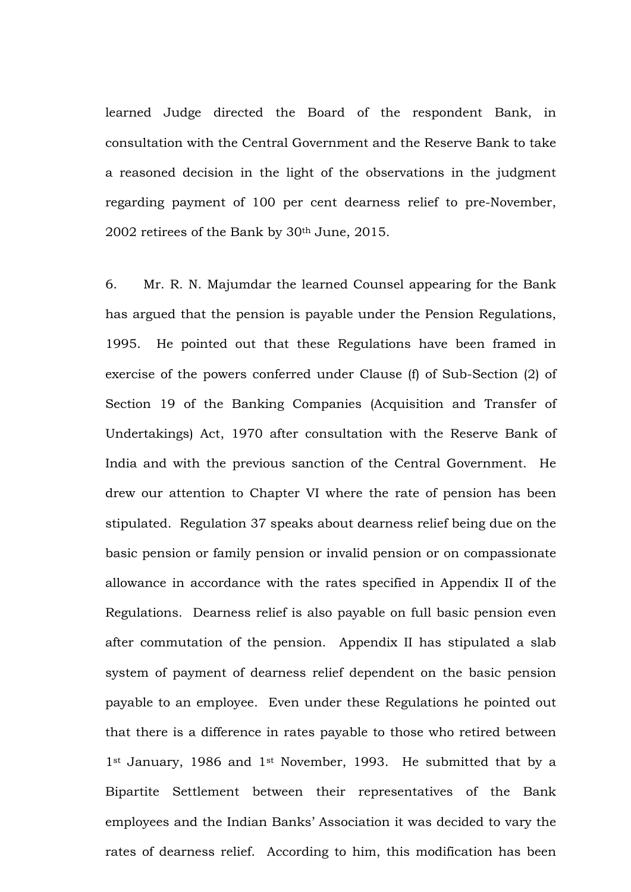learned Judge directed the Board of the respondent Bank, in consultation with the Central Government and the Reserve Bank to take a reasoned decision in the light of the observations in the judgment regarding payment of 100 per cent dearness relief to pre-November, 2002 retirees of the Bank by 30th June, 2015.

6. Mr. R. N. Majumdar the learned Counsel appearing for the Bank has argued that the pension is payable under the Pension Regulations, 1995. He pointed out that these Regulations have been framed in exercise of the powers conferred under Clause (f) of Sub-Section (2) of Section 19 of the Banking Companies (Acquisition and Transfer of Undertakings) Act, 1970 after consultation with the Reserve Bank of India and with the previous sanction of the Central Government. He drew our attention to Chapter VI where the rate of pension has been stipulated. Regulation 37 speaks about dearness relief being due on the basic pension or family pension or invalid pension or on compassionate allowance in accordance with the rates specified in Appendix II of the Regulations. Dearness relief is also payable on full basic pension even after commutation of the pension. Appendix II has stipulated a slab system of payment of dearness relief dependent on the basic pension payable to an employee. Even under these Regulations he pointed out that there is a difference in rates payable to those who retired between 1st January, 1986 and 1st November, 1993. He submitted that by a Bipartite Settlement between their representatives of the Bank employees and the Indian Banks' Association it was decided to vary the rates of dearness relief. According to him, this modification has been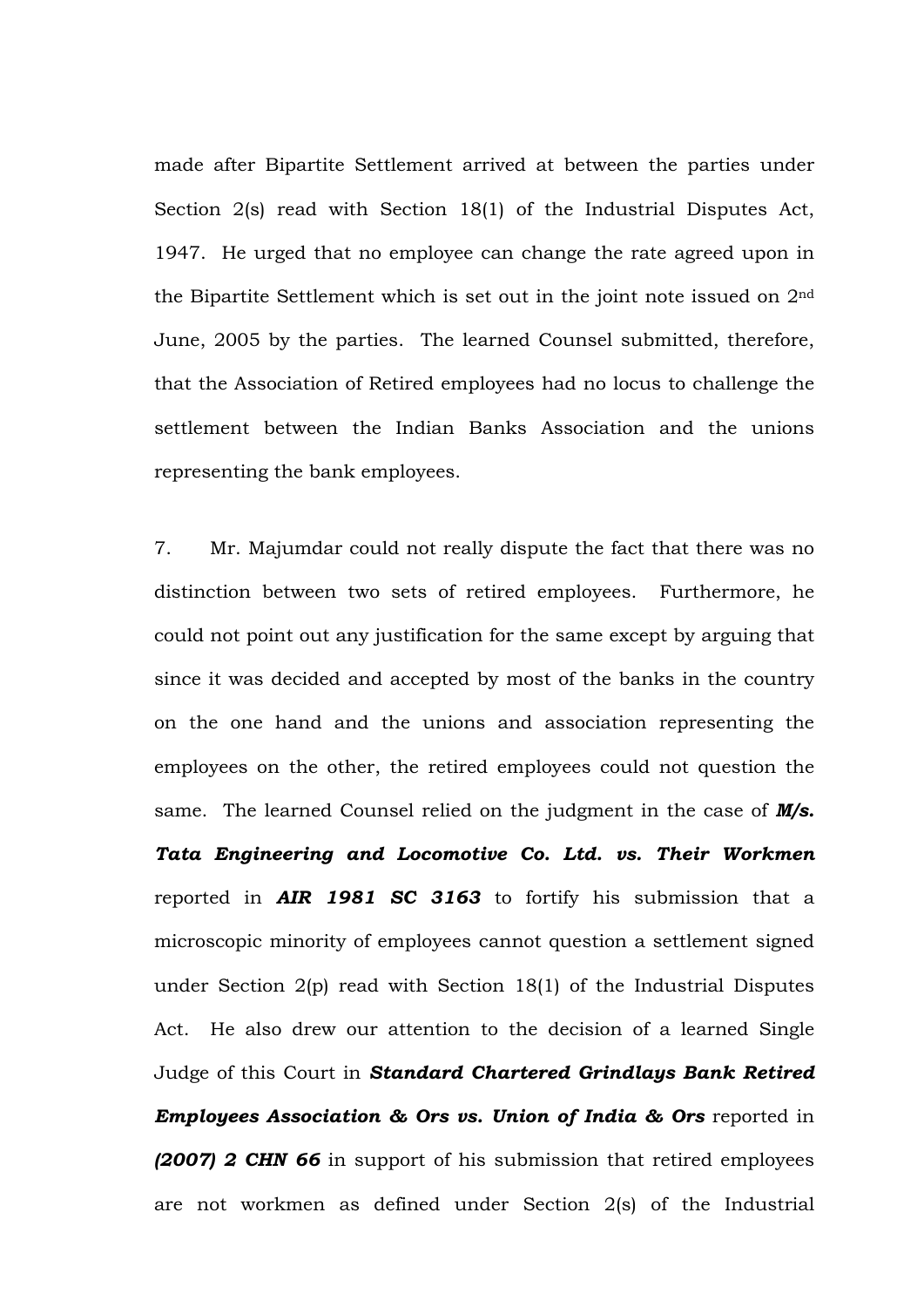made after Bipartite Settlement arrived at between the parties under Section 2(s) read with Section 18(1) of the Industrial Disputes Act, 1947. He urged that no employee can change the rate agreed upon in the Bipartite Settlement which is set out in the joint note issued on 2nd June, 2005 by the parties. The learned Counsel submitted, therefore, that the Association of Retired employees had no locus to challenge the settlement between the Indian Banks Association and the unions representing the bank employees.

7. Mr. Majumdar could not really dispute the fact that there was no distinction between two sets of retired employees. Furthermore, he could not point out any justification for the same except by arguing that since it was decided and accepted by most of the banks in the country on the one hand and the unions and association representing the employees on the other, the retired employees could not question the same. The learned Counsel relied on the judgment in the case of ***M/s. Tata Engineering and Locomotive Co. Ltd. vs. Their Workmen*** reported in ***AIR 1981 SC 3163*** to fortify his submission that a microscopic minority of employees cannot question a settlement signed under Section 2(p) read with Section 18(1) of the Industrial Disputes Act. He also drew our attention to the decision of a learned Single Judge of this Court in ***Standard Chartered Grindlays Bank Retired Employees Association & Ors vs. Union of India & Ors*** reported in ***(2007) 2 CHN 66*** in support of his submission that retired employees are not workmen as defined under Section 2(s) of the Industrial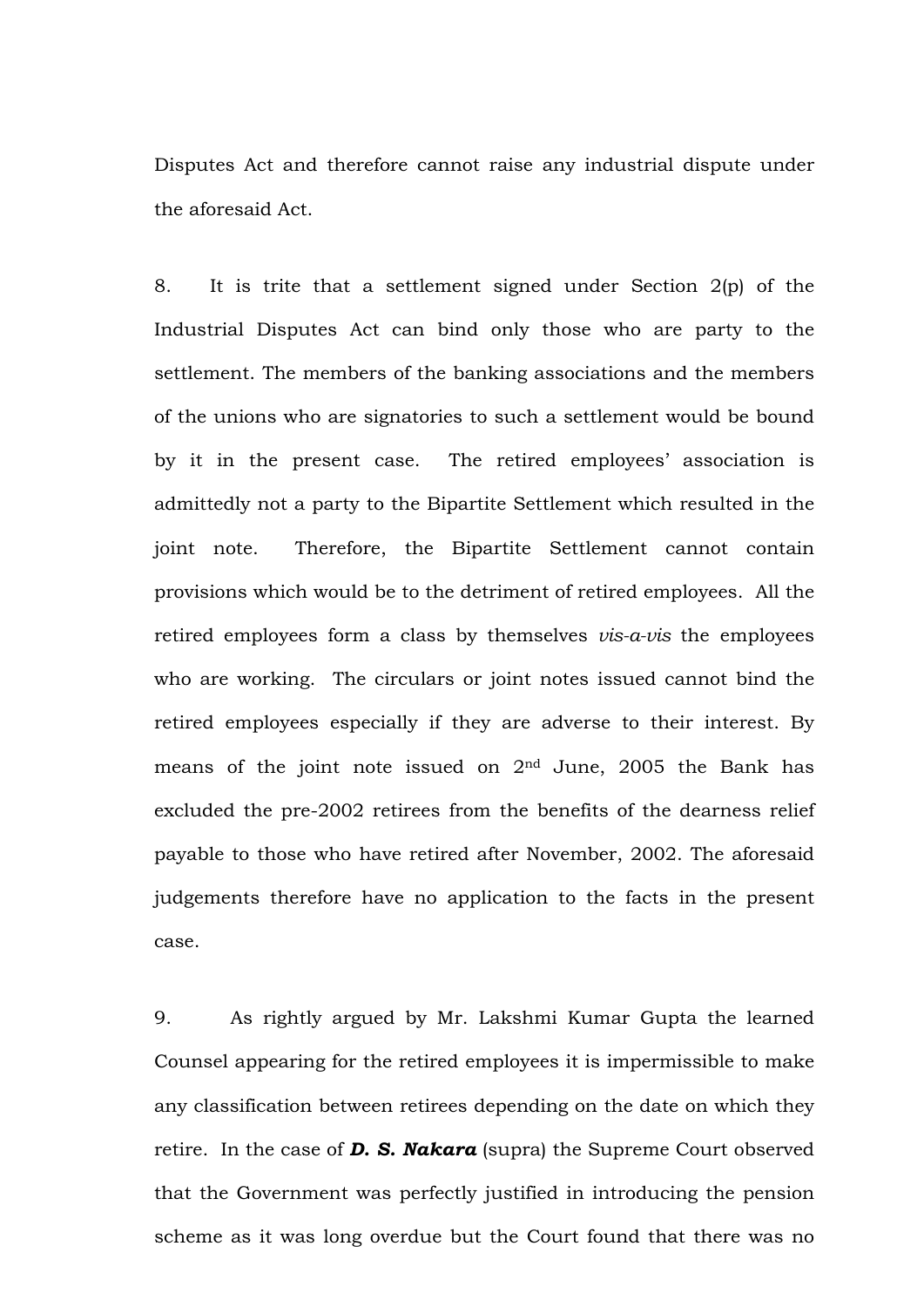Disputes Act and therefore cannot raise any industrial dispute under the aforesaid Act.

8. It is trite that a settlement signed under Section 2(p) of the Industrial Disputes Act can bind only those who are party to the settlement. The members of the banking associations and the members of the unions who are signatories to such a settlement would be bound by it in the present case. The retired employees' association is admittedly not a party to the Bipartite Settlement which resulted in the joint note. Therefore, the Bipartite Settlement cannot contain provisions which would be to the detriment of retired employees. All the retired employees form a class by themselves *vis-a-vis* the employees who are working. The circulars or joint notes issued cannot bind the retired employees especially if they are adverse to their interest. By means of the joint note issued on 2nd June, 2005 the Bank has excluded the pre-2002 retirees from the benefits of the dearness relief payable to those who have retired after November, 2002. The aforesaid judgements therefore have no application to the facts in the present case.

9. As rightly argued by Mr. Lakshmi Kumar Gupta the learned Counsel appearing for the retired employees it is impermissible to make any classification between retirees depending on the date on which they retire. In the case of ***D. S. Nakara*** (supra) the Supreme Court observed that the Government was perfectly justified in introducing the pension scheme as it was long overdue but the Court found that there was no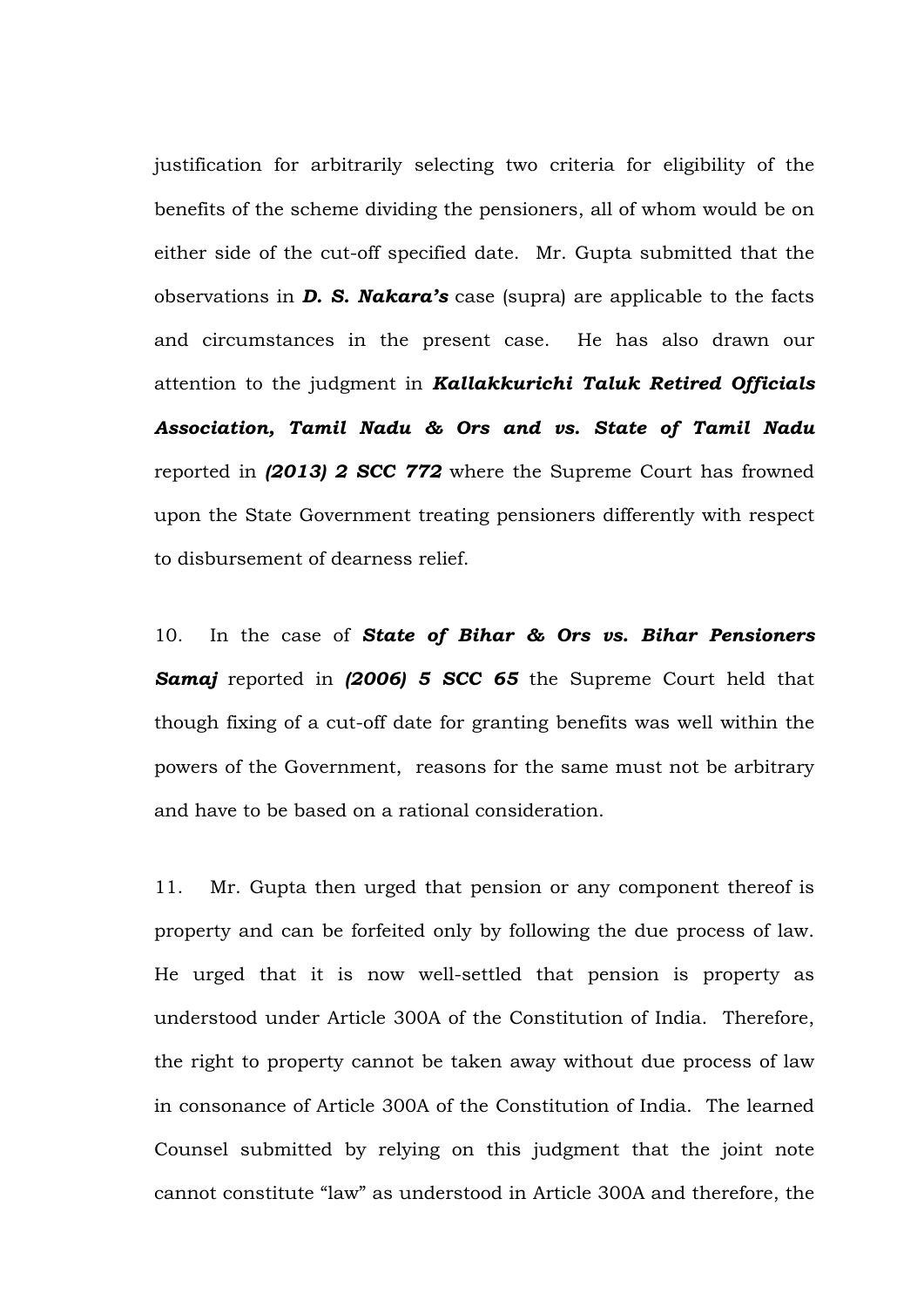justification for arbitrarily selecting two criteria for eligibility of the benefits of the scheme dividing the pensioners, all of whom would be on either side of the cut-off specified date. Mr. Gupta submitted that the observations in ***D. S. Nakara's*** case (supra) are applicable to the facts and circumstances in the present case. He has also drawn our attention to the judgment in ***Kallakkurichi Taluk Retired Officials Association, Tamil Nadu & Ors and vs. State of Tamil Nadu*** reported in ***(2013) 2 SCC 772*** where the Supreme Court has frowned upon the State Government treating pensioners differently with respect to disbursement of dearness relief.

10. In the case of ***State of Bihar & Ors vs. Bihar Pensioners Samaj*** reported in ***(2006) 5 SCC 65*** the Supreme Court held that though fixing of a cut-off date for granting benefits was well within the powers of the Government, reasons for the same must not be arbitrary and have to be based on a rational consideration.

11. Mr. Gupta then urged that pension or any component thereof is property and can be forfeited only by following the due process of law. He urged that it is now well-settled that pension is property as understood under Article 300A of the Constitution of India. Therefore, the right to property cannot be taken away without due process of law in consonance of Article 300A of the Constitution of India. The learned Counsel submitted by relying on this judgment that the joint note cannot constitute "law" as understood in Article 300A and therefore, the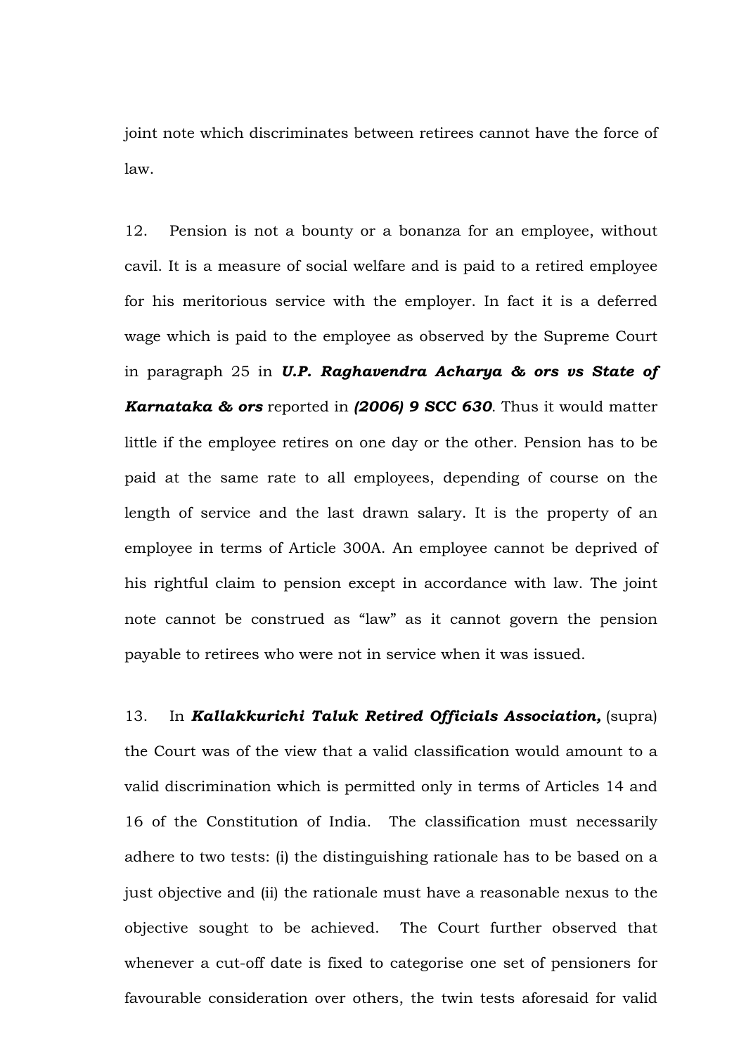joint note which discriminates between retirees cannot have the force of law.

12. Pension is not a bounty or a bonanza for an employee, without cavil. It is a measure of social welfare and is paid to a retired employee for his meritorious service with the employer. In fact it is a deferred wage which is paid to the employee as observed by the Supreme Court in paragraph 25 in ***U.P. Raghavendra Acharya & ors vs State of Karnataka & ors*** reported in ***(2006) 9 SCC 630***. Thus it would matter little if the employee retires on one day or the other. Pension has to be paid at the same rate to all employees, depending of course on the length of service and the last drawn salary. It is the property of an employee in terms of Article 300A. An employee cannot be deprived of his rightful claim to pension except in accordance with law. The joint note cannot be construed as "law" as it cannot govern the pension payable to retirees who were not in service when it was issued.

13. In ***Kallakkurichi Taluk Retired Officials Association,*** (supra) the Court was of the view that a valid classification would amount to a valid discrimination which is permitted only in terms of Articles 14 and 16 of the Constitution of India. The classification must necessarily adhere to two tests: (i) the distinguishing rationale has to be based on a just objective and (ii) the rationale must have a reasonable nexus to the objective sought to be achieved. The Court further observed that whenever a cut-off date is fixed to categorise one set of pensioners for favourable consideration over others, the twin tests aforesaid for valid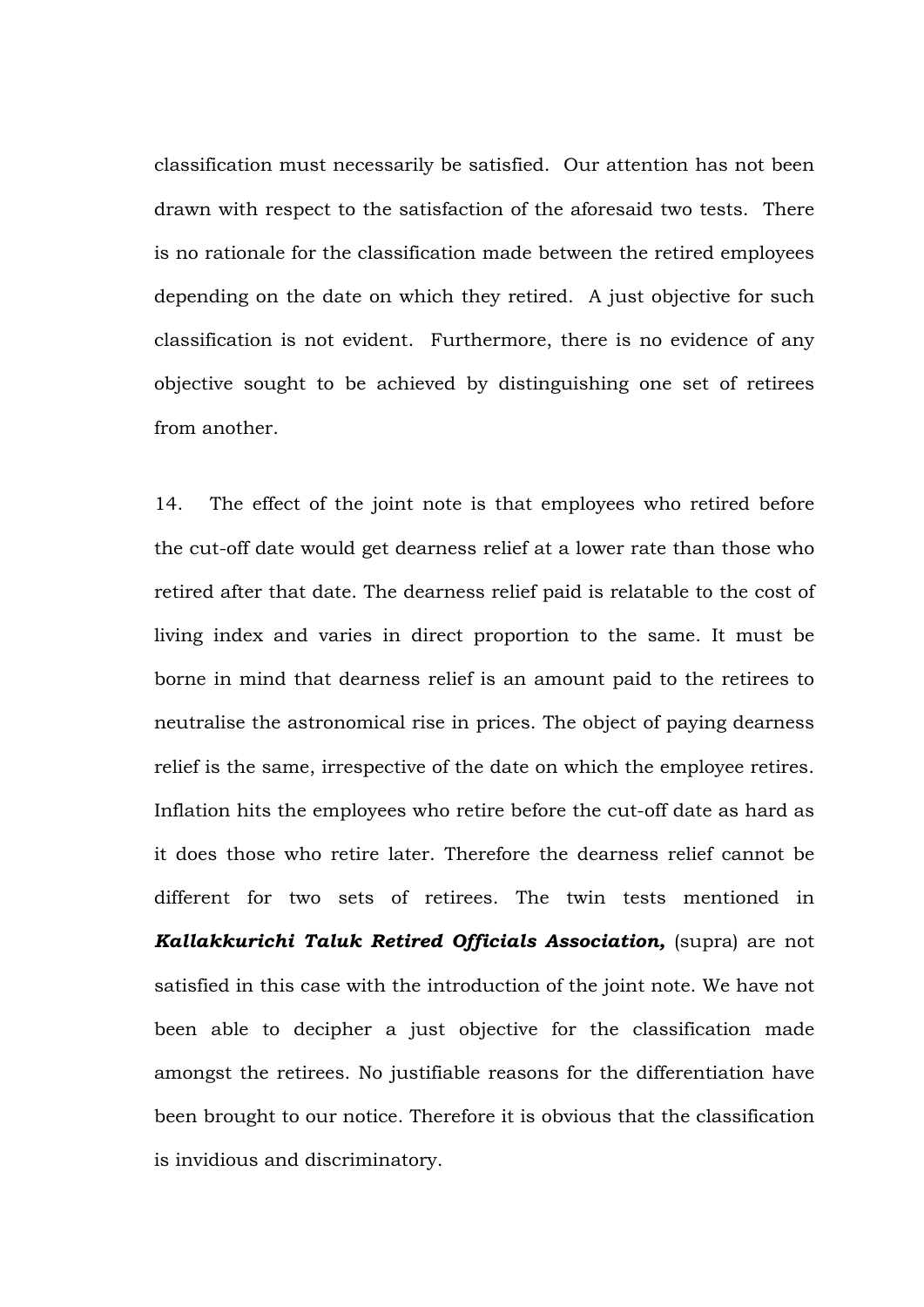classification must necessarily be satisfied. Our attention has not been drawn with respect to the satisfaction of the aforesaid two tests. There is no rationale for the classification made between the retired employees depending on the date on which they retired. A just objective for such classification is not evident. Furthermore, there is no evidence of any objective sought to be achieved by distinguishing one set of retirees from another.

14. The effect of the joint note is that employees who retired before the cut-off date would get dearness relief at a lower rate than those who retired after that date. The dearness relief paid is relatable to the cost of living index and varies in direct proportion to the same. It must be borne in mind that dearness relief is an amount paid to the retirees to neutralise the astronomical rise in prices. The object of paying dearness relief is the same, irrespective of the date on which the employee retires. Inflation hits the employees who retire before the cut-off date as hard as it does those who retire later. Therefore the dearness relief cannot be different for two sets of retirees. The twin tests mentioned in ***Kallakkurichi Taluk Retired Officials Association,*** (supra) are not satisfied in this case with the introduction of the joint note. We have not been able to decipher a just objective for the classification made amongst the retirees. No justifiable reasons for the differentiation have been brought to our notice. Therefore it is obvious that the classification is invidious and discriminatory.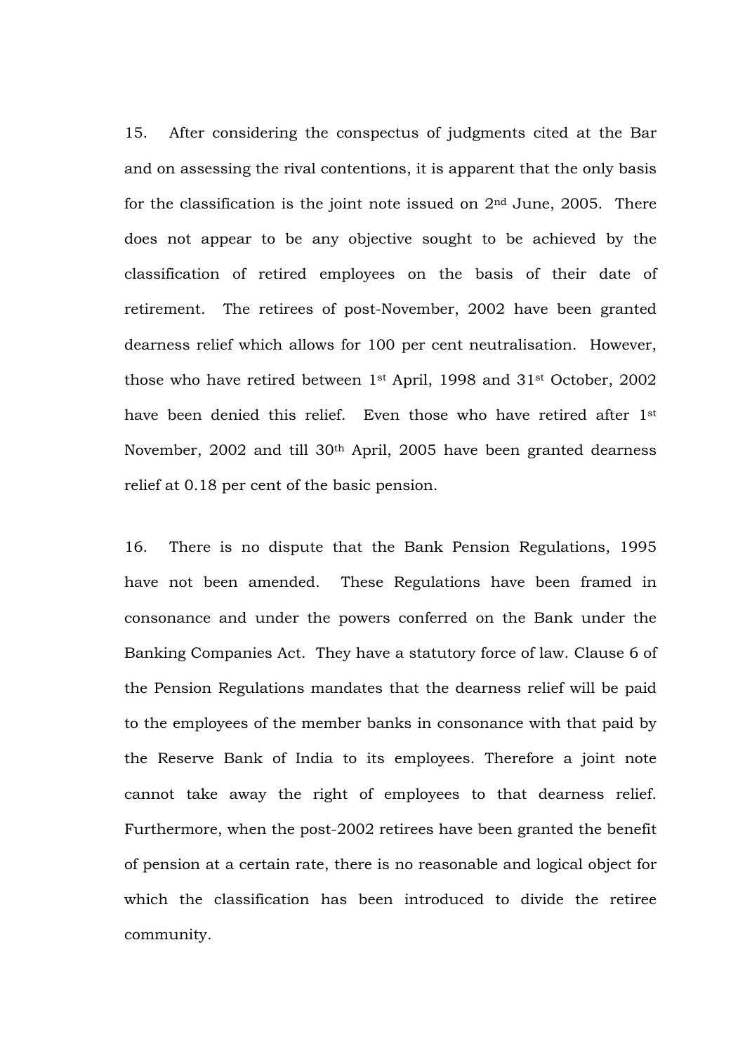15. After considering the conspectus of judgments cited at the Bar and on assessing the rival contentions, it is apparent that the only basis for the classification is the joint note issued on 2nd June, 2005. There does not appear to be any objective sought to be achieved by the classification of retired employees on the basis of their date of retirement. The retirees of post-November, 2002 have been granted dearness relief which allows for 100 per cent neutralisation. However, those who have retired between 1st April, 1998 and 31st October, 2002 have been denied this relief. Even those who have retired after 1st November, 2002 and till 30th April, 2005 have been granted dearness relief at 0.18 per cent of the basic pension.

16. There is no dispute that the Bank Pension Regulations, 1995 have not been amended. These Regulations have been framed in consonance and under the powers conferred on the Bank under the Banking Companies Act. They have a statutory force of law. Clause 6 of the Pension Regulations mandates that the dearness relief will be paid to the employees of the member banks in consonance with that paid by the Reserve Bank of India to its employees. Therefore a joint note cannot take away the right of employees to that dearness relief. Furthermore, when the post-2002 retirees have been granted the benefit of pension at a certain rate, there is no reasonable and logical object for which the classification has been introduced to divide the retiree community.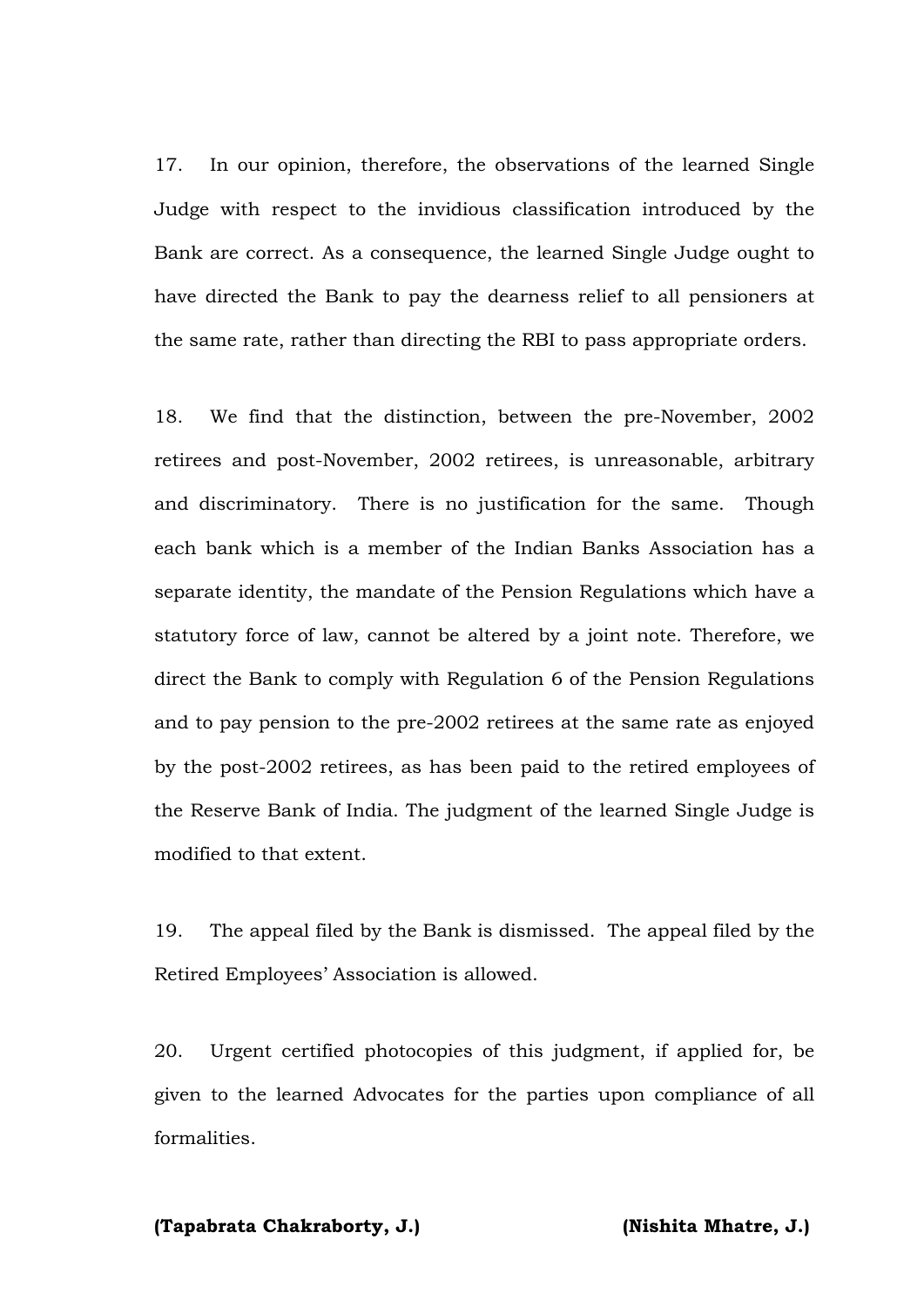17. In our opinion, therefore, the observations of the learned Single Judge with respect to the invidious classification introduced by the Bank are correct. As a consequence, the learned Single Judge ought to have directed the Bank to pay the dearness relief to all pensioners at the same rate, rather than directing the RBI to pass appropriate orders.

18. We find that the distinction, between the pre-November, 2002 retirees and post-November, 2002 retirees, is unreasonable, arbitrary and discriminatory. There is no justification for the same. Though each bank which is a member of the Indian Banks Association has a separate identity, the mandate of the Pension Regulations which have a statutory force of law, cannot be altered by a joint note. Therefore, we direct the Bank to comply with Regulation 6 of the Pension Regulations and to pay pension to the pre-2002 retirees at the same rate as enjoyed by the post-2002 retirees, as has been paid to the retired employees of the Reserve Bank of India. The judgment of the learned Single Judge is modified to that extent.

19. The appeal filed by the Bank is dismissed. The appeal filed by the Retired Employees' Association is allowed.

20. Urgent certified photocopies of this judgment, if applied for, be given to the learned Advocates for the parties upon compliance of all formalities.

**(Tapabrata Chakraborty, J.)** **(Nishita Mhatre, J.)**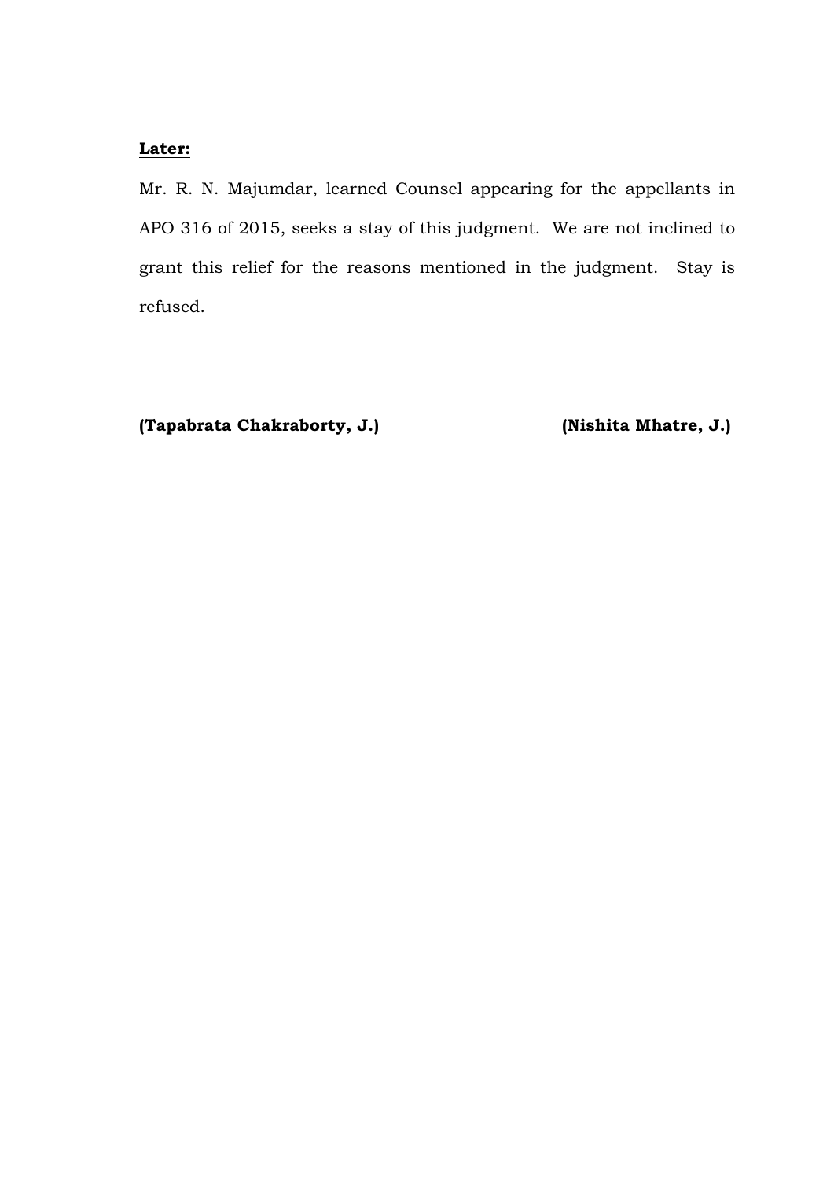**<u>Later:</u>**

Mr. R. N. Majumdar, learned Counsel appearing for the appellants in APO 316 of 2015, seeks a stay of this judgment. We are not inclined to grant this relief for the reasons mentioned in the judgment. Stay is refused.

**(Tapabrata Chakraborty, J.)** **(Nishita Mhatre, J.)**